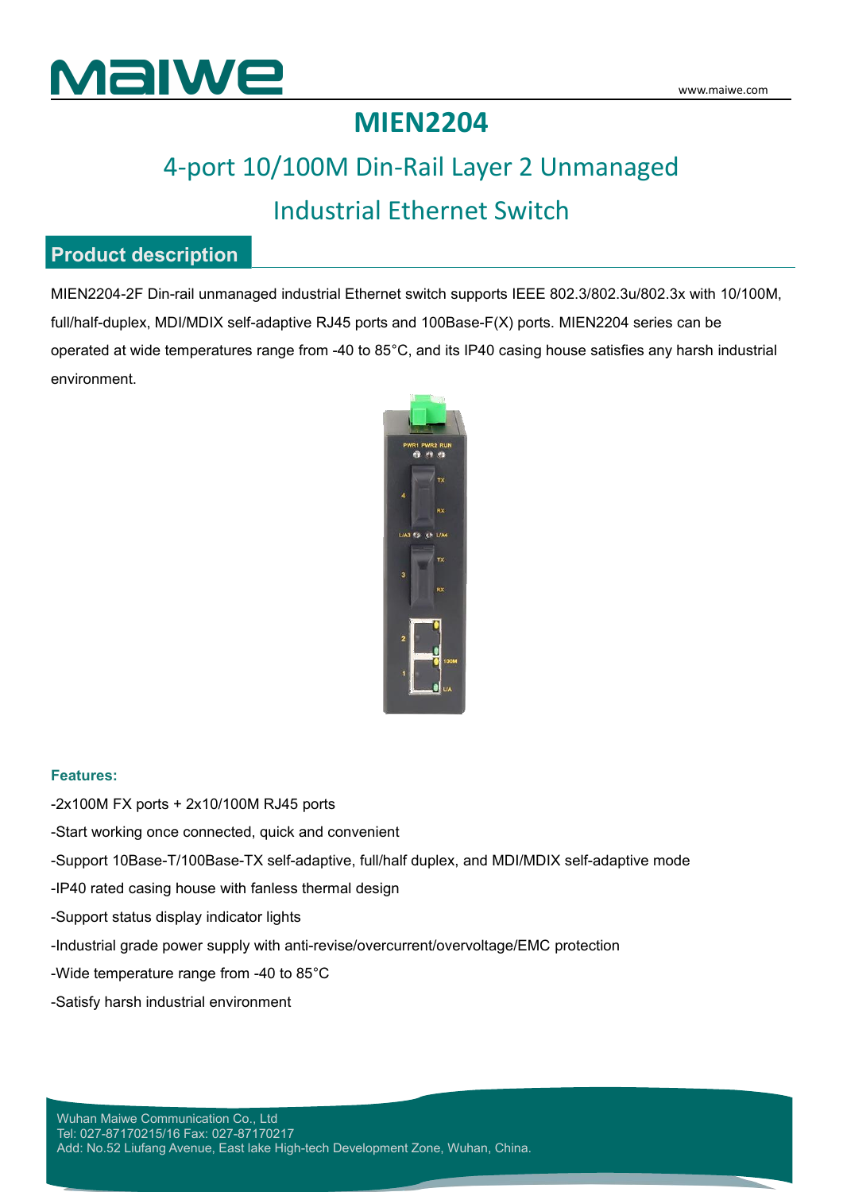# MIEN2204

## 4-port 10/100M Din-Rail Layer 2 Unmanaged Industrial Ethernet Switch

## Product description

MIEN2204-2F Din-rail unmanaged industrial Ethernet switch supports IEEE 802.3/802.3u/802.3x with 10/100M, full/half-duplex, MDI/MDIX self-adaptive RJ45 ports and 100Base-F(X) ports. MIEN2204 series can be operated at wide temperatures range from -40 to 85°C, and its IP40 casing house satisfies any harsh industrial environment.

**Features:**

-2x100M FX ports + 2x10/100M RJ45 ports

-Start working once connected, quick and convenient

-Support 10Base-T/100Base-TX self-adaptive, full/half duplex, and MDI/MDIX self-adaptive mode

-IP40 rated casing house with fanless thermal design

-Support status display indicator lights

-Industrial grade power supply with anti-revise/overcurrent/overvoltage/EMC protection

-Wide temperature range from -40 to 85°C

-Satisfy harsh industrial environment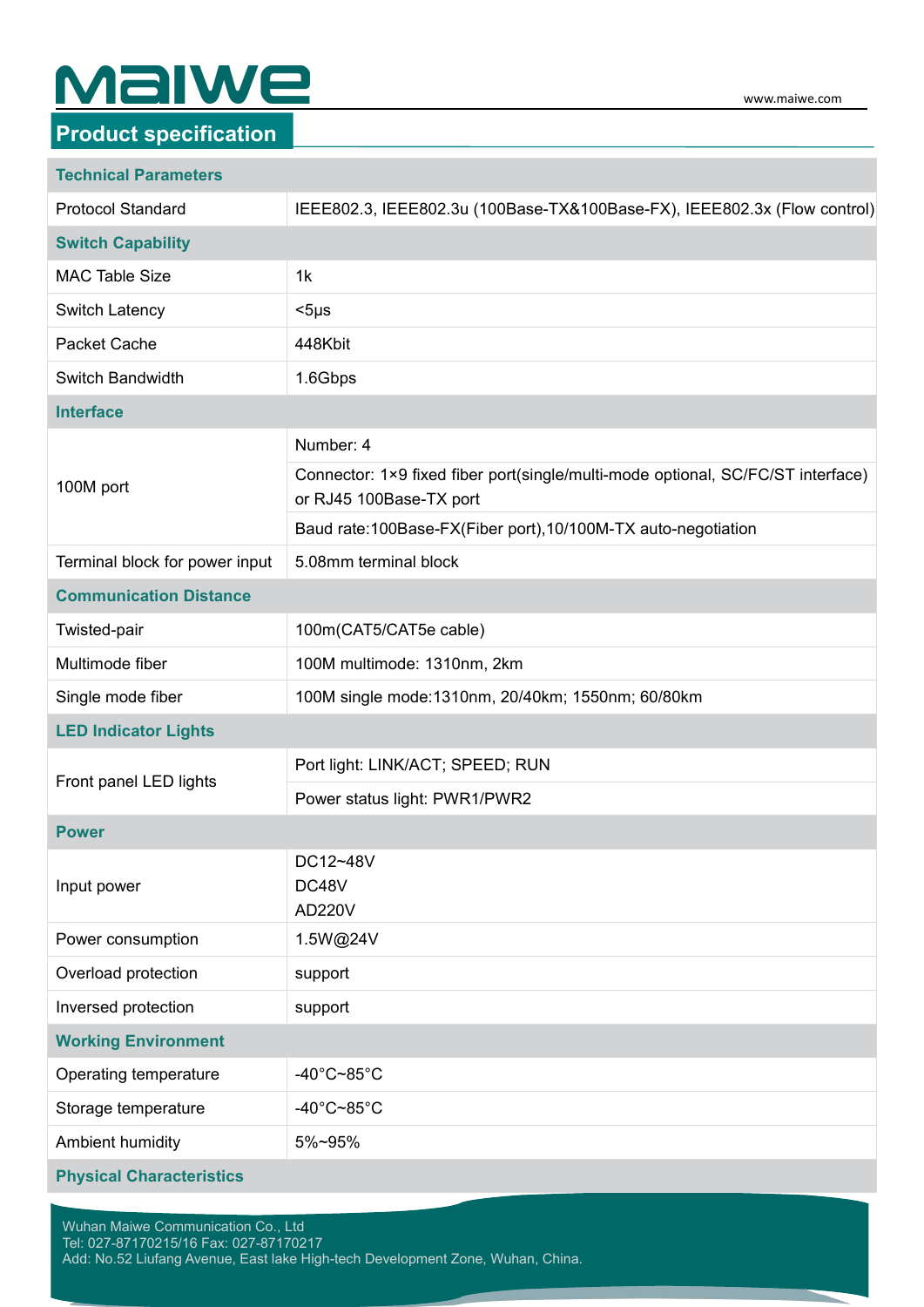## Product specification

| Technical Parameters | |
|---|---|
| Protocol Standard | IEEE802.3, IEEE802.3u (100Base-TX&100Base-FX), IEEE802.3x (Flow control) |
| **Switch Capability** | |
| MAC Table Size | 1k |
| Switch Latency | <5μs |
| Packet Cache | 448Kbit |
| Switch Bandwidth | 1.6Gbps |
| **Interface** | |
| 100M port | Number: 4 |
| | Connector: 1×9 fixed fiber port(single/multi-mode optional, SC/FC/ST interface) or RJ45 100Base-TX port |
| | Baud rate:100Base-FX(Fiber port),10/100M-TX auto-negotiation |
| Terminal block for power input | 5.08mm terminal block |
| **Communication Distance** | |
| Twisted-pair | 100m(CAT5/CAT5e cable) |
| Multimode fiber | 100M multimode: 1310nm, 2km |
| Single mode fiber | 100M single mode:1310nm, 20/40km; 1550nm; 60/80km |
| **LED Indicator Lights** | |
| Front panel LED lights | Port light: LINK/ACT; SPEED; RUN |
| | Power status light: PWR1/PWR2 |
| **Power** | |
| Input power | DC12~48V<br>DC48V<br>AD220V |
| Power consumption | 1.5W@24V |
| Overload protection | support |
| Inversed protection | support |
| **Working Environment** | |
| Operating temperature | -40°C~85°C |
| Storage temperature | -40°C~85°C |
| Ambient humidity | 5%~95% |
| **Physical Characteristics** | |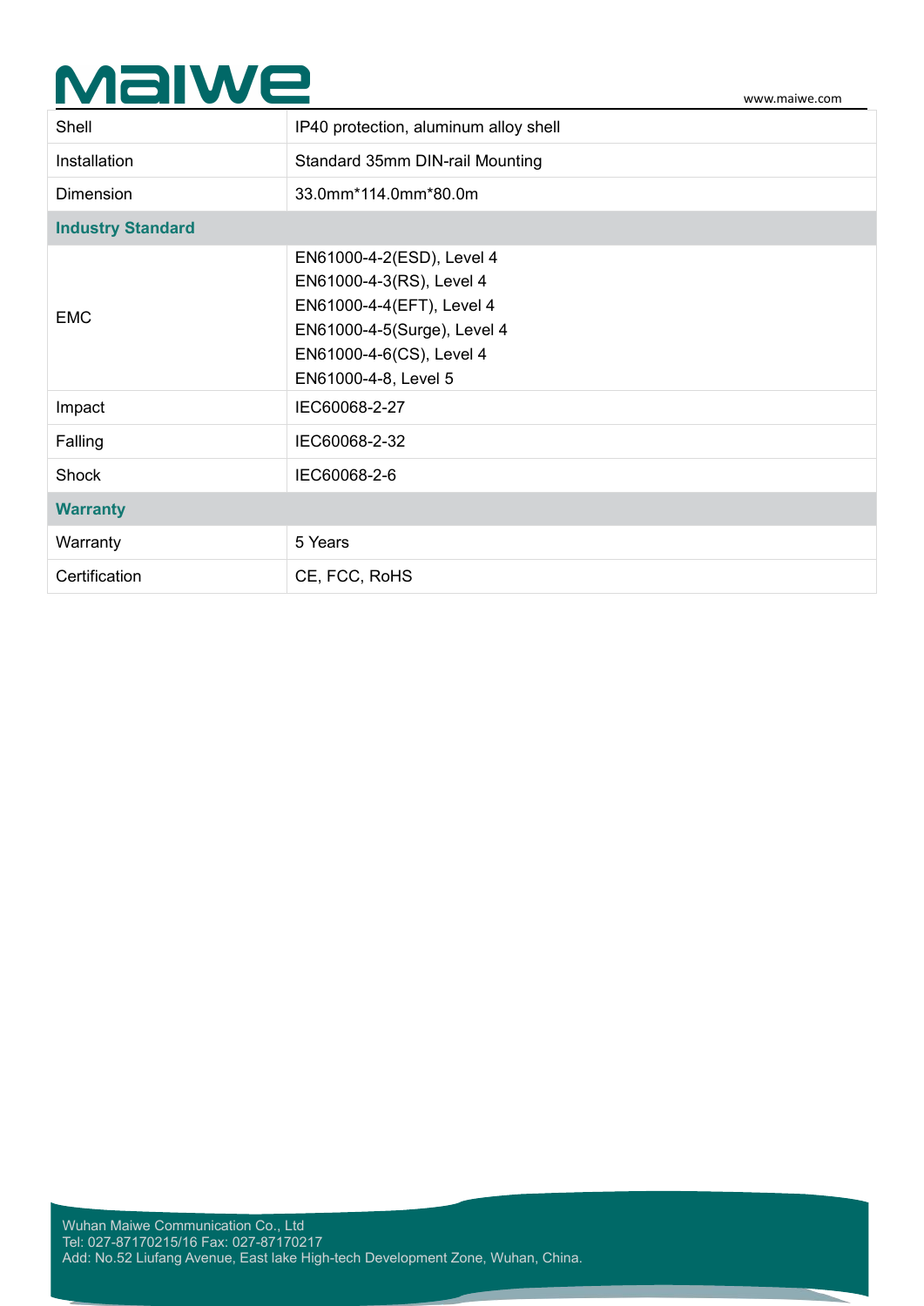| | |
|---|---|
| Shell | IP40 protection, aluminum alloy shell |
| Installation | Standard 35mm DIN-rail Mounting |
| Dimension | 33.0mm*114.0mm*80.0m |
| **Industry Standard** | |
| EMC | EN61000-4-2(ESD), Level 4<br>EN61000-4-3(RS), Level 4<br>EN61000-4-4(EFT), Level 4<br>EN61000-4-5(Surge), Level 4<br>EN61000-4-6(CS), Level 4<br>EN61000-4-8, Level 5 |
| Impact | IEC60068-2-27 |
| Falling | IEC60068-2-32 |
| Shock | IEC60068-2-6 |
| **Warranty** | |
| Warranty | 5 Years |
| Certification | CE, FCC, RoHS |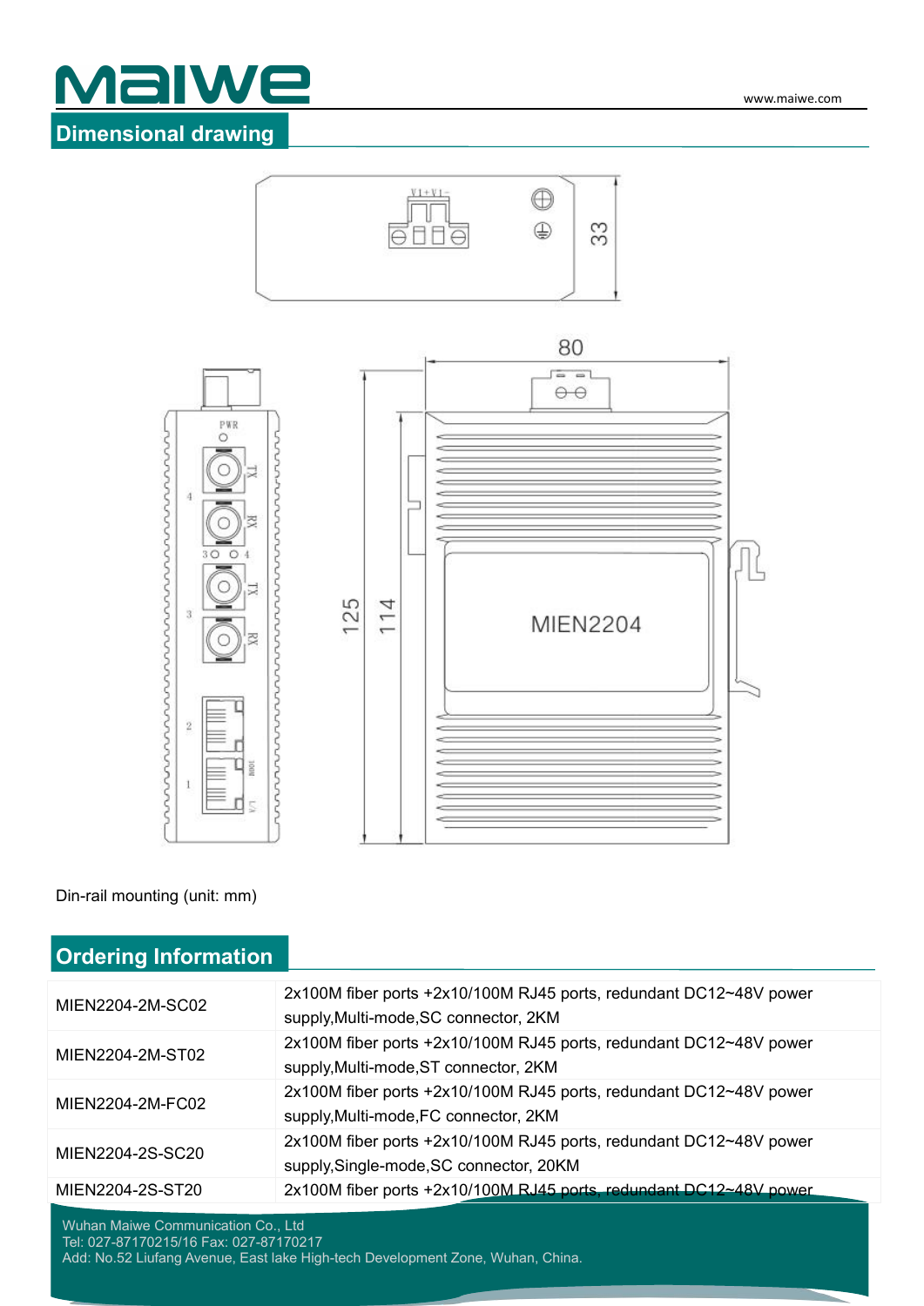## Dimensional drawing

Din-rail mounting (unit: mm)

## Ordering Information

| | |
|---|---|
| MIEN2204-2M-SC02 | 2x100M fiber ports +2x10/100M RJ45 ports, redundant DC12~48V power supply,Multi-mode,SC connector, 2KM |
| MIEN2204-2M-ST02 | 2x100M fiber ports +2x10/100M RJ45 ports, redundant DC12~48V power supply,Multi-mode,ST connector, 2KM |
| MIEN2204-2M-FC02 | 2x100M fiber ports +2x10/100M RJ45 ports, redundant DC12~48V power supply,Multi-mode,FC connector, 2KM |
| MIEN2204-2S-SC20 | 2x100M fiber ports +2x10/100M RJ45 ports, redundant DC12~48V power supply,Single-mode,SC connector, 20KM |
| MIEN2204-2S-ST20 | 2x100M fiber ports +2x10/100M RJ45 ports, redundant DC12~48V power |

Wuhan Maiwe Communication Co., Ltd
Tel: 027-87170215/16 Fax: 027-87170217
Add: No.52 Liufang Avenue, East lake High-tech Development Zone, Wuhan, China.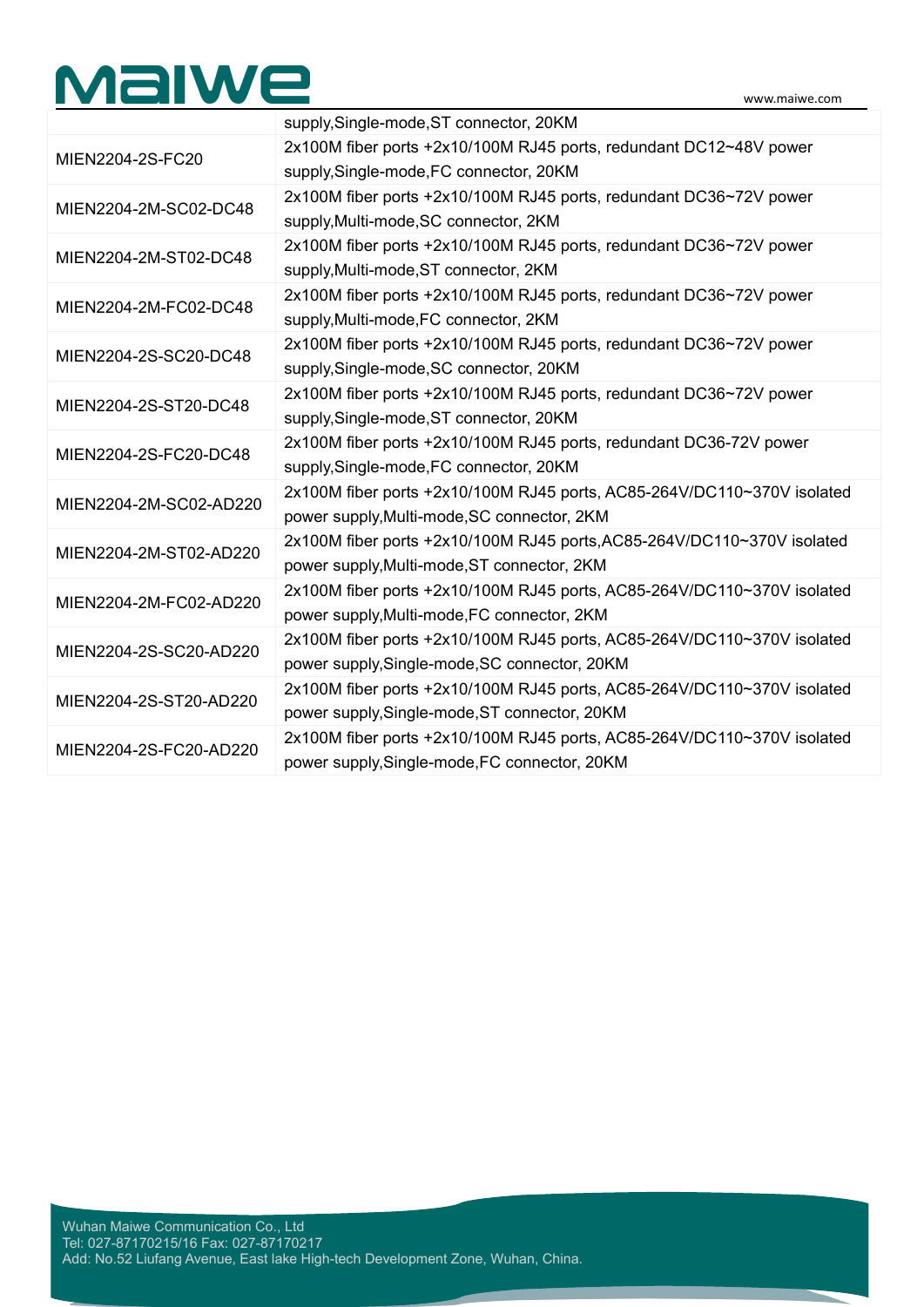| | |
|---|---|
| | supply,Single-mode,ST connector, 20KM |
| MIEN2204-2S-FC20 | 2x100M fiber ports +2x10/100M RJ45 ports, redundant DC12~48V power supply,Single-mode,FC connector, 20KM |
| MIEN2204-2M-SC02-DC48 | 2x100M fiber ports +2x10/100M RJ45 ports, redundant DC36~72V power supply,Multi-mode,SC connector, 2KM |
| MIEN2204-2M-ST02-DC48 | 2x100M fiber ports +2x10/100M RJ45 ports, redundant DC36~72V power supply,Multi-mode,ST connector, 2KM |
| MIEN2204-2M-FC02-DC48 | 2x100M fiber ports +2x10/100M RJ45 ports, redundant DC36~72V power supply,Multi-mode,FC connector, 2KM |
| MIEN2204-2S-SC20-DC48 | 2x100M fiber ports +2x10/100M RJ45 ports, redundant DC36~72V power supply,Single-mode,SC connector, 20KM |
| MIEN2204-2S-ST20-DC48 | 2x100M fiber ports +2x10/100M RJ45 ports, redundant DC36~72V power supply,Single-mode,ST connector, 20KM |
| MIEN2204-2S-FC20-DC48 | 2x100M fiber ports +2x10/100M RJ45 ports, redundant DC36-72V power supply,Single-mode,FC connector, 20KM |
| MIEN2204-2M-SC02-AD220 | 2x100M fiber ports +2x10/100M RJ45 ports, AC85-264V/DC110~370V isolated power supply,Multi-mode,SC connector, 2KM |
| MIEN2204-2M-ST02-AD220 | 2x100M fiber ports +2x10/100M RJ45 ports,AC85-264V/DC110~370V isolated power supply,Multi-mode,ST connector, 2KM |
| MIEN2204-2M-FC02-AD220 | 2x100M fiber ports +2x10/100M RJ45 ports, AC85-264V/DC110~370V isolated power supply,Multi-mode,FC connector, 2KM |
| MIEN2204-2S-SC20-AD220 | 2x100M fiber ports +2x10/100M RJ45 ports, AC85-264V/DC110~370V isolated power supply,Single-mode,SC connector, 20KM |
| MIEN2204-2S-ST20-AD220 | 2x100M fiber ports +2x10/100M RJ45 ports, AC85-264V/DC110~370V isolated power supply,Single-mode,ST connector, 20KM |
| MIEN2204-2S-FC20-AD220 | 2x100M fiber ports +2x10/100M RJ45 ports, AC85-264V/DC110~370V isolated power supply,Single-mode,FC connector, 20KM |